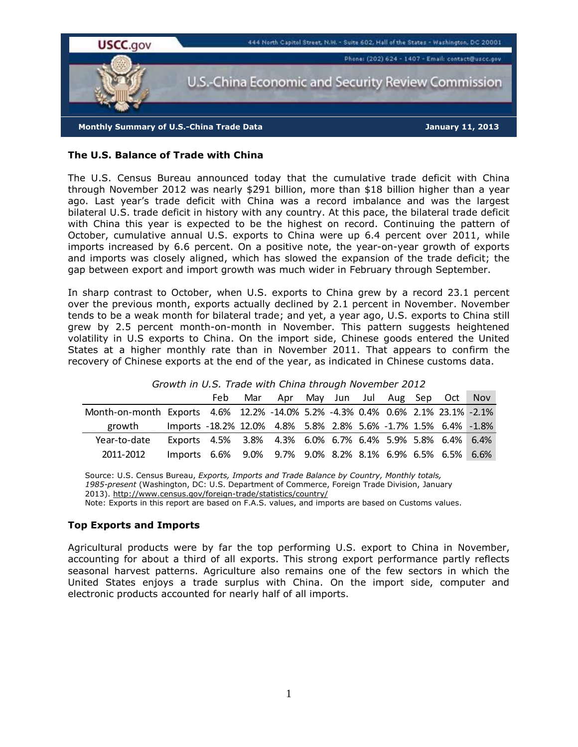USCC.gov

444 North Capitol Street, N.W. - Suite 602, Hall of the States - Washington, DC 20001

Phone: (202) 624 - 1407 - Email: contact@uscc.gov

U.S.-China Economic and Security Review Commission

**Monthly Summary of U.S.-China Trade Data** — **January 11, 2013**

## The U.S. Balance of Trade with China

The U.S. Census Bureau announced today that the cumulative trade deficit with China through November 2012 was nearly $291 billion, more than $18 billion higher than a year ago. Last year's trade deficit with China was a record imbalance and was the largest bilateral U.S. trade deficit in history with any country. At this pace, the bilateral trade deficit with China this year is expected to be the highest on record. Continuing the pattern of October, cumulative annual U.S. exports to China were up 6.4 percent over 2011, while imports increased by 6.6 percent. On a positive note, the year-on-year growth of exports and imports was closely aligned, which has slowed the expansion of the trade deficit; the gap between export and import growth was much wider in February through September.

In sharp contrast to October, when U.S. exports to China grew by a record 23.1 percent over the previous month, exports actually declined by 2.1 percent in November. November tends to be a weak month for bilateral trade; and yet, a year ago, U.S. exports to China still grew by 2.5 percent month-on-month in November. This pattern suggests heightened volatility in U.S exports to China. On the import side, Chinese goods entered the United States at a higher monthly rate than in November 2011. That appears to confirm the recovery of Chinese exports at the end of the year, as indicated in Chinese customs data.

*Growth in U.S. Trade with China through November 2012*

| | | Feb | Mar | Apr | May | Jun | Jul | Aug | Sep | Oct | Nov |
|---|---|---|---|---|---|---|---|---|---|---|---|
| Month-on-month growth | Exports | 4.6% | 12.2% | -14.0% | 5.2% | -4.3% | 0.4% | 0.6% | 2.1% | 23.1% | -2.1% |
| | Imports | -18.2% | 12.0% | 4.8% | 5.8% | 2.8% | 5.6% | -1.7% | 1.5% | 6.4% | -1.8% |
| Year-to-date 2011-2012 | Exports | 4.5% | 3.8% | 4.3% | 6.0% | 6.7% | 6.4% | 5.9% | 5.8% | 6.4% | 6.4% |
| | Imports | 6.6% | 9.0% | 9.7% | 9.0% | 8.2% | 8.1% | 6.9% | 6.5% | 6.5% | 6.6% |

Source: U.S. Census Bureau, *Exports, Imports and Trade Balance by Country, Monthly totals, 1985-present* (Washington, DC: U.S. Department of Commerce, Foreign Trade Division, January 2013). http://www.census.gov/foreign-trade/statistics/country/
Note: Exports in this report are based on F.A.S. values, and imports are based on Customs values.

## Top Exports and Imports

Agricultural products were by far the top performing U.S. export to China in November, accounting for about a third of all exports. This strong export performance partly reflects seasonal harvest patterns. Agriculture also remains one of the few sectors in which the United States enjoys a trade surplus with China. On the import side, computer and electronic products accounted for nearly half of all imports.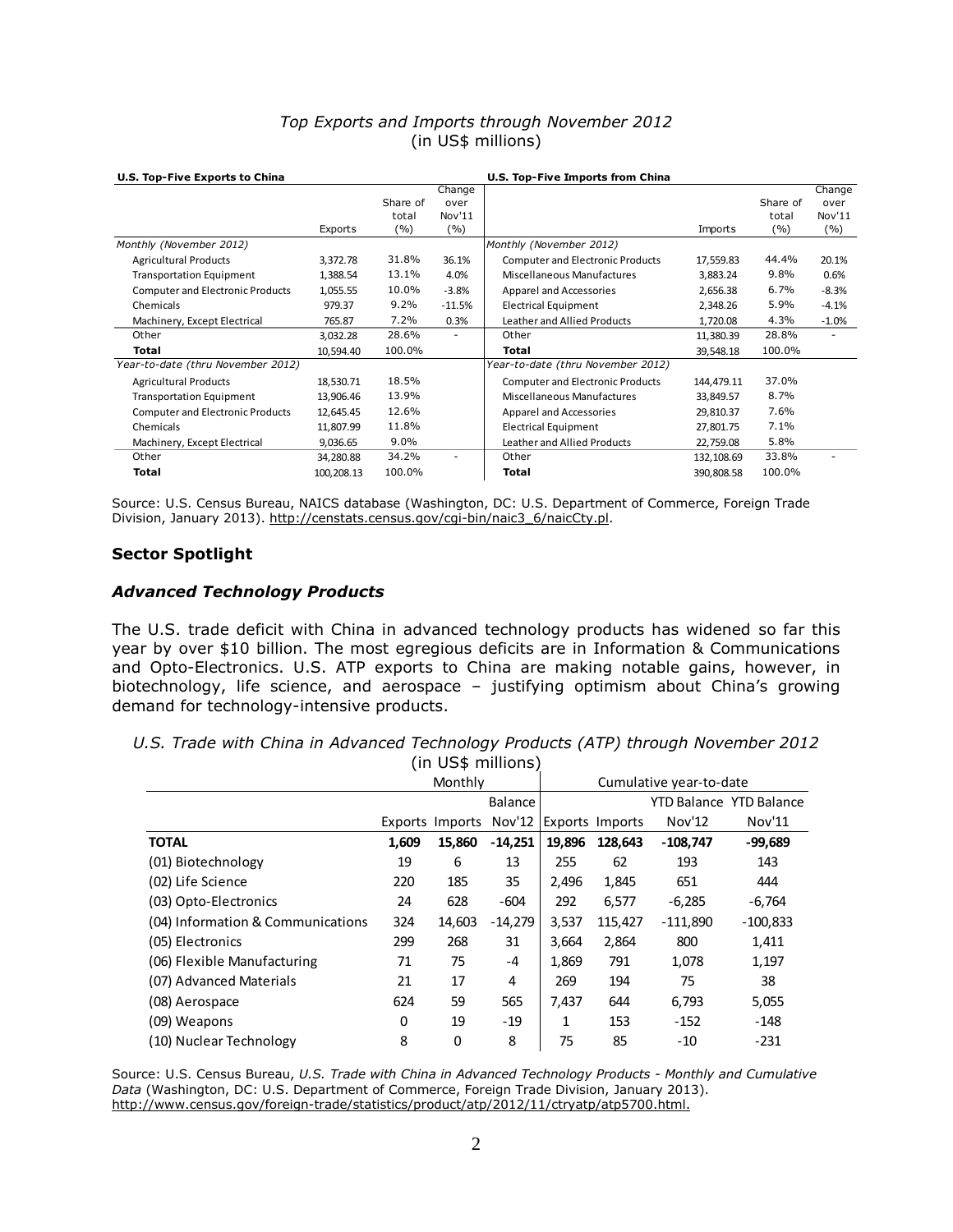*Top Exports and Imports through November 2012*
(in US$ millions)

| U.S. Top-Five Exports to China | Exports | Share of total (%) | Change over Nov'11 (%) | U.S. Top-Five Imports from China | Imports | Share of total (%) | Change over Nov'11 (%) |
|---|---|---|---|---|---|---|---|
| *Monthly (November 2012)* | | | | *Monthly (November 2012)* | | | |
| Agricultural Products | 3,372.78 | 31.8% | 36.1% | Computer and Electronic Products | 17,559.83 | 44.4% | 20.1% |
| Transportation Equipment | 1,388.54 | 13.1% | 4.0% | Miscellaneous Manufactures | 3,883.24 | 9.8% | 0.6% |
| Computer and Electronic Products | 1,055.55 | 10.0% | -3.8% | Apparel and Accessories | 2,656.38 | 6.7% | -8.3% |
| Chemicals | 979.37 | 9.2% | -11.5% | Electrical Equipment | 2,348.26 | 5.9% | -4.1% |
| Machinery, Except Electrical | 765.87 | 7.2% | 0.3% | Leather and Allied Products | 1,720.08 | 4.3% | -1.0% |
| Other | 3,032.28 | 28.6% | - | Other | 11,380.39 | 28.8% | - |
| **Total** | 10,594.40 | 100.0% | | **Total** | 39,548.18 | 100.0% | |
| *Year-to-date (thru November 2012)* | | | | *Year-to-date (thru November 2012)* | | | |
| Agricultural Products | 18,530.71 | 18.5% | | Computer and Electronic Products | 144,479.11 | 37.0% | |
| Transportation Equipment | 13,906.46 | 13.9% | | Miscellaneous Manufactures | 33,849.57 | 8.7% | |
| Computer and Electronic Products | 12,645.45 | 12.6% | | Apparel and Accessories | 29,810.37 | 7.6% | |
| Chemicals | 11,807.99 | 11.8% | | Electrical Equipment | 27,801.75 | 7.1% | |
| Machinery, Except Electrical | 9,036.65 | 9.0% | | Leather and Allied Products | 22,759.08 | 5.8% | |
| Other | 34,280.88 | 34.2% | - | Other | 132,108.69 | 33.8% | - |
| **Total** | 100,208.13 | 100.0% | | **Total** | 390,808.58 | 100.0% | |

Source: U.S. Census Bureau, NAICS database (Washington, DC: U.S. Department of Commerce, Foreign Trade Division, January 2013). http://censtats.census.gov/cgi-bin/naic3_6/naicCty.pl.

## Sector Spotlight

### *Advanced Technology Products*

The U.S. trade deficit with China in advanced technology products has widened so far this year by over $10 billion. The most egregious deficits are in Information & Communications and Opto-Electronics. U.S. ATP exports to China are making notable gains, however, in biotechnology, life science, and aerospace – justifying optimism about China's growing demand for technology-intensive products.

*U.S. Trade with China in Advanced Technology Products (ATP) through November 2012*
(in US$ millions)

| | Monthly | | | Cumulative year-to-date | | | |
|---|---|---|---|---|---|---|---|
| | Exports | Imports | Balance Nov'12 | Exports | Imports | YTD Balance Nov'12 | YTD Balance Nov'11 |
| **TOTAL** | **1,609** | **15,860** | **-14,251** | **19,896** | **128,643** | **-108,747** | **-99,689** |
| (01) Biotechnology | 19 | 6 | 13 | 255 | 62 | 193 | 143 |
| (02) Life Science | 220 | 185 | 35 | 2,496 | 1,845 | 651 | 444 |
| (03) Opto-Electronics | 24 | 628 | -604 | 292 | 6,577 | -6,285 | -6,764 |
| (04) Information & Communications | 324 | 14,603 | -14,279 | 3,537 | 115,427 | -111,890 | -100,833 |
| (05) Electronics | 299 | 268 | 31 | 3,664 | 2,864 | 800 | 1,411 |
| (06) Flexible Manufacturing | 71 | 75 | -4 | 1,869 | 791 | 1,078 | 1,197 |
| (07) Advanced Materials | 21 | 17 | 4 | 269 | 194 | 75 | 38 |
| (08) Aerospace | 624 | 59 | 565 | 7,437 | 644 | 6,793 | 5,055 |
| (09) Weapons | 0 | 19 | -19 | 1 | 153 | -152 | -148 |
| (10) Nuclear Technology | 8 | 0 | 8 | 75 | 85 | -10 | -231 |

Source: U.S. Census Bureau, *U.S. Trade with China in Advanced Technology Products - Monthly and Cumulative Data* (Washington, DC: U.S. Department of Commerce, Foreign Trade Division, January 2013). http://www.census.gov/foreign-trade/statistics/product/atp/2012/11/ctryatp/atp5700.html.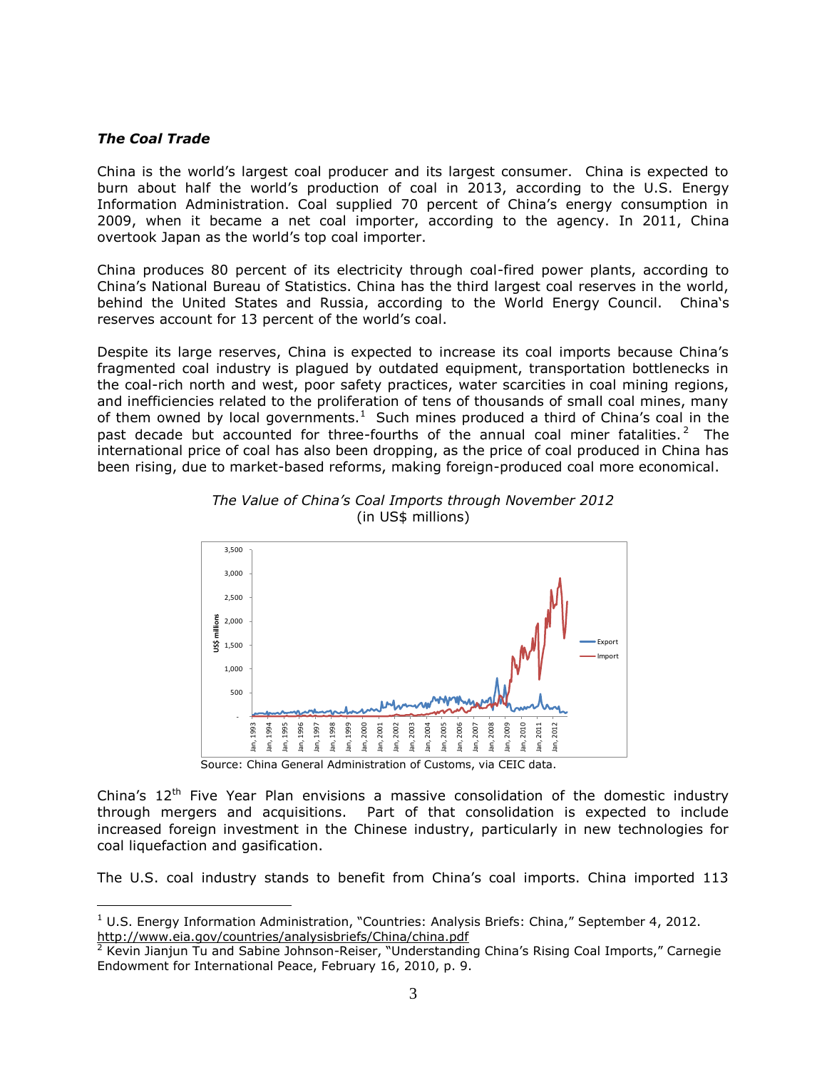### *The Coal Trade*

China is the world's largest coal producer and its largest consumer. China is expected to burn about half the world's production of coal in 2013, according to the U.S. Energy Information Administration. Coal supplied 70 percent of China's energy consumption in 2009, when it became a net coal importer, according to the agency. In 2011, China overtook Japan as the world's top coal importer.

China produces 80 percent of its electricity through coal-fired power plants, according to China's National Bureau of Statistics. China has the third largest coal reserves in the world, behind the United States and Russia, according to the World Energy Council. China's reserves account for 13 percent of the world's coal.

Despite its large reserves, China is expected to increase its coal imports because China's fragmented coal industry is plagued by outdated equipment, transportation bottlenecks in the coal-rich north and west, poor safety practices, water scarcities in coal mining regions, and inefficiencies related to the proliferation of tens of thousands of small coal mines, many of them owned by local governments.[1] Such mines produced a third of China's coal in the past decade but accounted for three-fourths of the annual coal miner fatalities.[2] The international price of coal has also been dropping, as the price of coal produced in China has been rising, due to market-based reforms, making foreign-produced coal more economical.

*The Value of China's Coal Imports through November 2012*
(in US$ millions)

Source: China General Administration of Customs, via CEIC data.

China's 12th Five Year Plan envisions a massive consolidation of the domestic industry through mergers and acquisitions. Part of that consolidation is expected to include increased foreign investment in the Chinese industry, particularly in new technologies for coal liquefaction and gasification.

The U.S. coal industry stands to benefit from China's coal imports. China imported 113

---

[1] U.S. Energy Information Administration, "Countries: Analysis Briefs: China," September 4, 2012. http://www.eia.gov/countries/analysisbriefs/China/china.pdf

[2] Kevin Jianjun Tu and Sabine Johnson-Reiser, "Understanding China's Rising Coal Imports," Carnegie Endowment for International Peace, February 16, 2010, p. 9.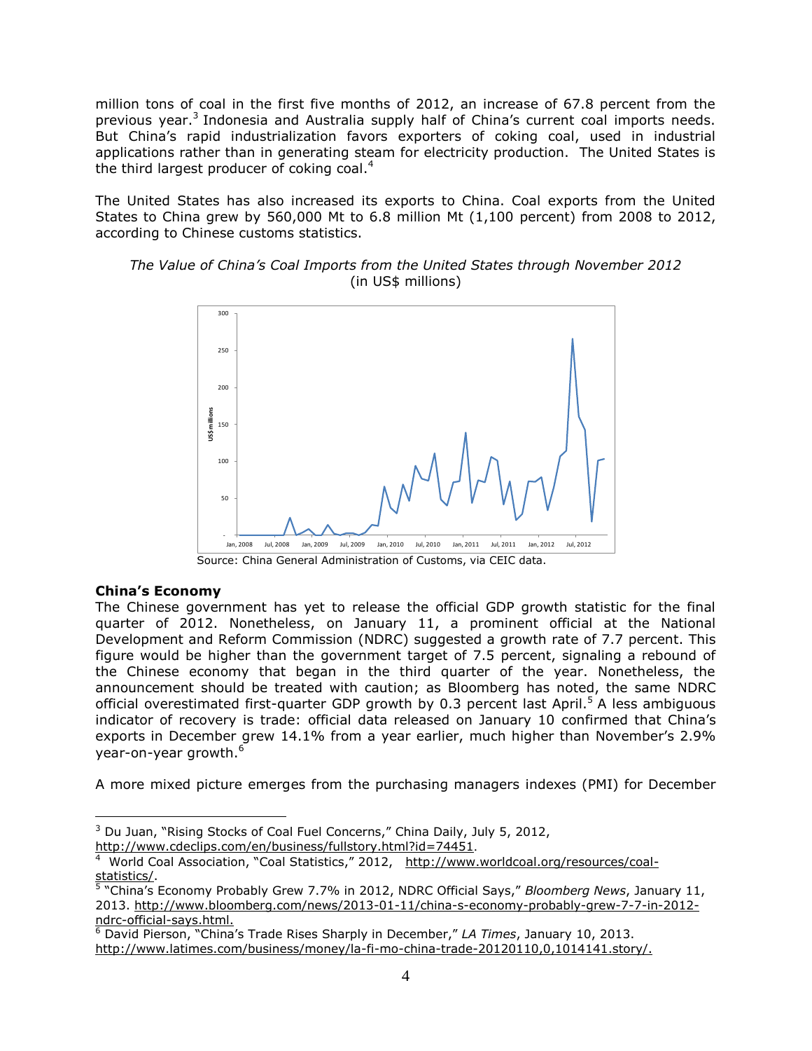million tons of coal in the first five months of 2012, an increase of 67.8 percent from the previous year.[3] Indonesia and Australia supply half of China's current coal imports needs. But China's rapid industrialization favors exporters of coking coal, used in industrial applications rather than in generating steam for electricity production. The United States is the third largest producer of coking coal.[4]

The United States has also increased its exports to China. Coal exports from the United States to China grew by 560,000 Mt to 6.8 million Mt (1,100 percent) from 2008 to 2012, according to Chinese customs statistics.

*The Value of China's Coal Imports from the United States through November 2012*
(in US$ millions)

Source: China General Administration of Customs, via CEIC data.

**China's Economy**

The Chinese government has yet to release the official GDP growth statistic for the final quarter of 2012. Nonetheless, on January 11, a prominent official at the National Development and Reform Commission (NDRC) suggested a growth rate of 7.7 percent. This figure would be higher than the government target of 7.5 percent, signaling a rebound of the Chinese economy that began in the third quarter of the year. Nonetheless, the announcement should be treated with caution; as Bloomberg has noted, the same NDRC official overestimated first-quarter GDP growth by 0.3 percent last April.[5] A less ambiguous indicator of recovery is trade: official data released on January 10 confirmed that China's exports in December grew 14.1% from a year earlier, much higher than November's 2.9% year-on-year growth.[6]

A more mixed picture emerges from the purchasing managers indexes (PMI) for December

---

[3] Du Juan, "Rising Stocks of Coal Fuel Concerns," China Daily, July 5, 2012, http://www.cdeclips.com/en/business/fullstory.html?id=74451.

[4] World Coal Association, "Coal Statistics," 2012, http://www.worldcoal.org/resources/coal-statistics/.

[5] "China's Economy Probably Grew 7.7% in 2012, NDRC Official Says," *Bloomberg News*, January 11, 2013. http://www.bloomberg.com/news/2013-01-11/china-s-economy-probably-grew-7-7-in-2012-ndrc-official-says.html.

[6] David Pierson, "China's Trade Rises Sharply in December," *LA Times*, January 10, 2013. http://www.latimes.com/business/money/la-fi-mo-china-trade-20120110,0,1014141.story/.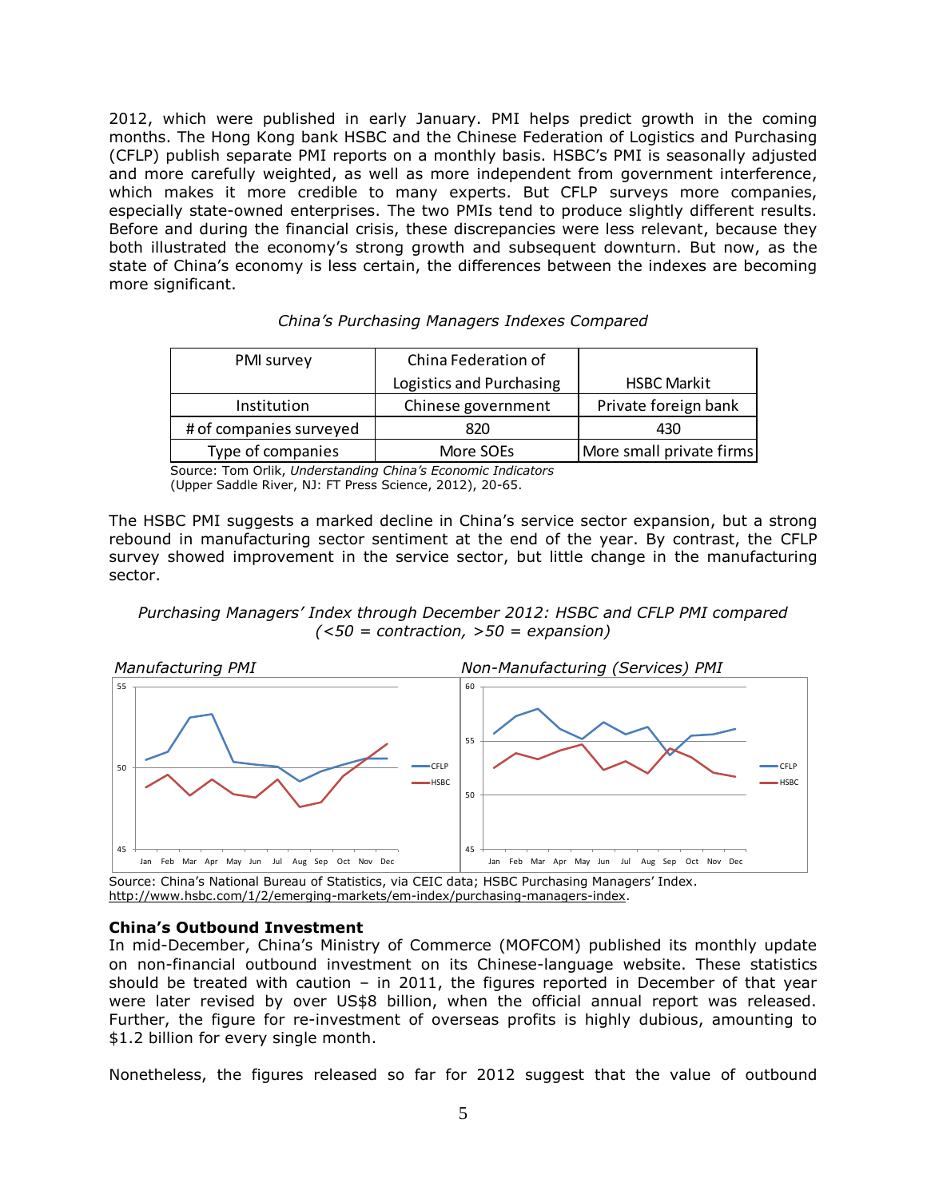2012, which were published in early January. PMI helps predict growth in the coming months. The Hong Kong bank HSBC and the Chinese Federation of Logistics and Purchasing (CFLP) publish separate PMI reports on a monthly basis. HSBC's PMI is seasonally adjusted and more carefully weighted, as well as more independent from government interference, which makes it more credible to many experts. But CFLP surveys more companies, especially state-owned enterprises. The two PMIs tend to produce slightly different results. Before and during the financial crisis, these discrepancies were less relevant, because they both illustrated the economy's strong growth and subsequent downturn. But now, as the state of China's economy is less certain, the differences between the indexes are becoming more significant.

*China's Purchasing Managers Indexes Compared*

| PMI survey | China Federation of Logistics and Purchasing | HSBC Markit |
|---|---|---|
| Institution | Chinese government | Private foreign bank |
| # of companies surveyed | 820 | 430 |
| Type of companies | More SOEs | More small private firms |

Source: Tom Orlik, *Understanding China's Economic Indicators* (Upper Saddle River, NJ: FT Press Science, 2012), 20-65.

The HSBC PMI suggests a marked decline in China's service sector expansion, but a strong rebound in manufacturing sector sentiment at the end of the year. By contrast, the CFLP survey showed improvement in the service sector, but little change in the manufacturing sector.

*Purchasing Managers' Index through December 2012: HSBC and CFLP PMI compared (<50 = contraction, >50 = expansion)*

*Manufacturing PMI*

*Non-Manufacturing (Services) PMI*

Source: China's National Bureau of Statistics, via CEIC data; HSBC Purchasing Managers' Index. http://www.hsbc.com/1/2/emerging-markets/em-index/purchasing-managers-index.

**China's Outbound Investment**

In mid-December, China's Ministry of Commerce (MOFCOM) published its monthly update on non-financial outbound investment on its Chinese-language website. These statistics should be treated with caution – in 2011, the figures reported in December of that year were later revised by over US$8 billion, when the official annual report was released. Further, the figure for re-investment of overseas profits is highly dubious, amounting to $1.2 billion for every single month.

Nonetheless, the figures released so far for 2012 suggest that the value of outbound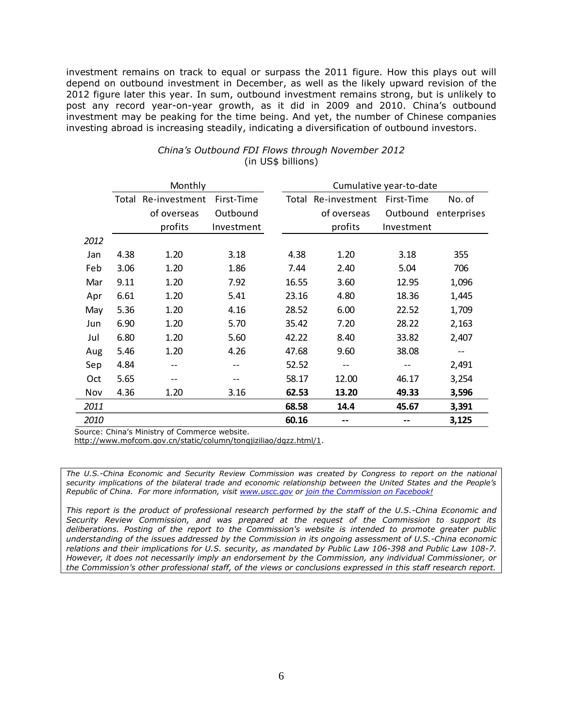investment remains on track to equal or surpass the 2011 figure. How this plays out will depend on outbound investment in December, as well as the likely upward revision of the 2012 figure later this year. In sum, outbound investment remains strong, but is unlikely to post any record year-on-year growth, as it did in 2009 and 2010. China's outbound investment may be peaking for the time being. And yet, the number of Chinese companies investing abroad is increasing steadily, indicating a diversification of outbound investors.

*China's Outbound FDI Flows through November 2012*
(in US$ billions)

| | Monthly | | | Cumulative year-to-date | | | |
|---|---|---|---|---|---|---|---|
| | Total | Re-investment of overseas profits | First-Time Outbound Investment | Total | Re-investment of overseas profits | First-Time Outbound Investment | No. of enterprises |
| *2012* | | | | | | | |
| Jan | 4.38 | 1.20 | 3.18 | 4.38 | 1.20 | 3.18 | 355 |
| Feb | 3.06 | 1.20 | 1.86 | 7.44 | 2.40 | 5.04 | 706 |
| Mar | 9.11 | 1.20 | 7.92 | 16.55 | 3.60 | 12.95 | 1,096 |
| Apr | 6.61 | 1.20 | 5.41 | 23.16 | 4.80 | 18.36 | 1,445 |
| May | 5.36 | 1.20 | 4.16 | 28.52 | 6.00 | 22.52 | 1,709 |
| Jun | 6.90 | 1.20 | 5.70 | 35.42 | 7.20 | 28.22 | 2,163 |
| Jul | 6.80 | 1.20 | 5.60 | 42.22 | 8.40 | 33.82 | 2,407 |
| Aug | 5.46 | 1.20 | 4.26 | 47.68 | 9.60 | 38.08 | -- |
| Sep | 4.84 | -- | -- | 52.52 | -- | -- | 2,491 |
| Oct | 5.65 | -- | -- | 58.17 | 12.00 | 46.17 | 3,254 |
| Nov | 4.36 | 1.20 | 3.16 | **62.53** | **13.20** | **49.33** | **3,596** |
| *2011* | | | | **68.58** | **14.4** | **45.67** | **3,391** |
| *2010* | | | | **60.16** | **--** | **--** | **3,125** |

Source: China's Ministry of Commerce website.
http://www.mofcom.gov.cn/static/column/tongjiziliao/dgzz.html/1.

*The U.S.-China Economic and Security Review Commission was created by Congress to report on the national security implications of the bilateral trade and economic relationship between the United States and the People's Republic of China. For more information, visit [www.uscc.gov](http://www.uscc.gov) or [join the Commission on Facebook!](#)*

*This report is the product of professional research performed by the staff of the U.S.-China Economic and Security Review Commission, and was prepared at the request of the Commission to support its deliberations. Posting of the report to the Commission's website is intended to promote greater public understanding of the issues addressed by the Commission in its ongoing assessment of U.S.-China economic relations and their implications for U.S. security, as mandated by Public Law 106-398 and Public Law 108-7. However, it does not necessarily imply an endorsement by the Commission, any individual Commissioner, or the Commission's other professional staff, of the views or conclusions expressed in this staff research report.*